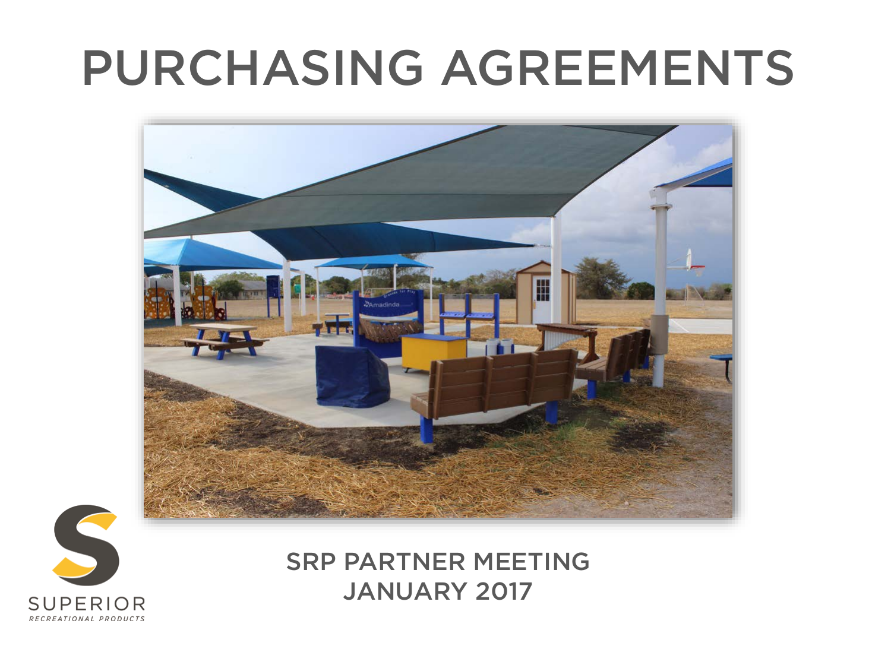# PURCHASING AGREEMENTS

SUPERIOR
RECREATIONAL PRODUCTS

SRP PARTNER MEETING
JANUARY 2017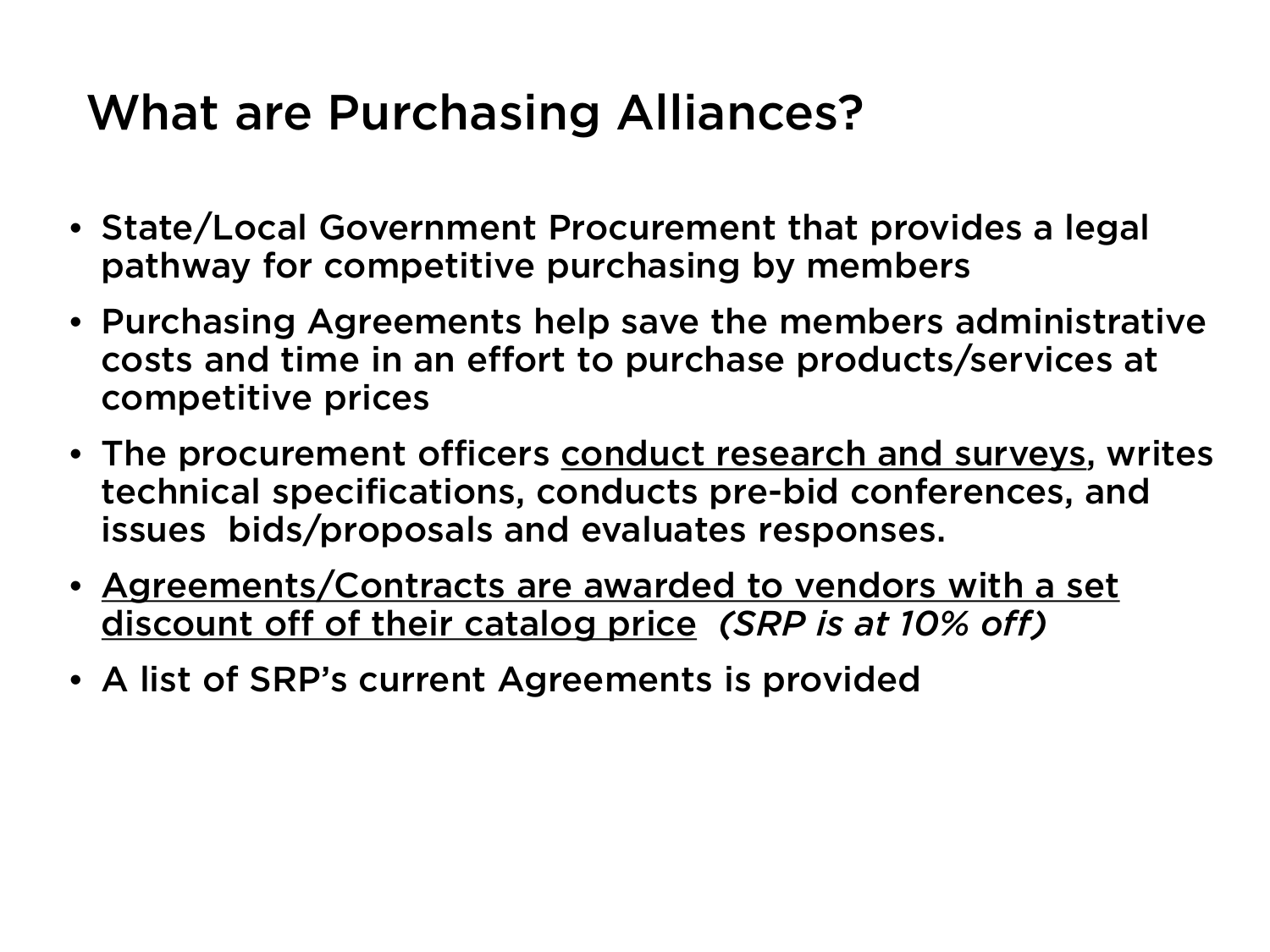# What are Purchasing Alliances?

- State/Local Government Procurement that provides a legal pathway for competitive purchasing by members
- Purchasing Agreements help save the members administrative costs and time in an effort to purchase products/services at competitive prices
- The procurement officers <u>conduct research and surveys</u>, writes technical specifications, conducts pre-bid conferences, and issues bids/proposals and evaluates responses.
- <u>Agreements/Contracts are awarded to vendors with a set discount off of their catalog price</u> *(SRP is at 10% off)*
- A list of SRP's current Agreements is provided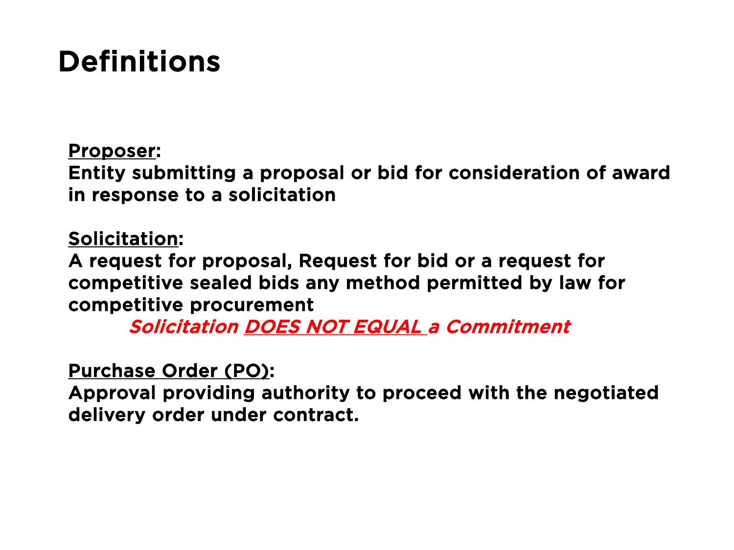# Definitions

**Proposer:**
**Entity submitting a proposal or bid for consideration of award in response to a solicitation**

**Solicitation:**
**A request for proposal, Request for bid or a request for competitive sealed bids any method permitted by law for competitive procurement**

***Solicitation DOES NOT EQUAL a Commitment***

**Purchase Order (PO):**
**Approval providing authority to proceed with the negotiated delivery order under contract.**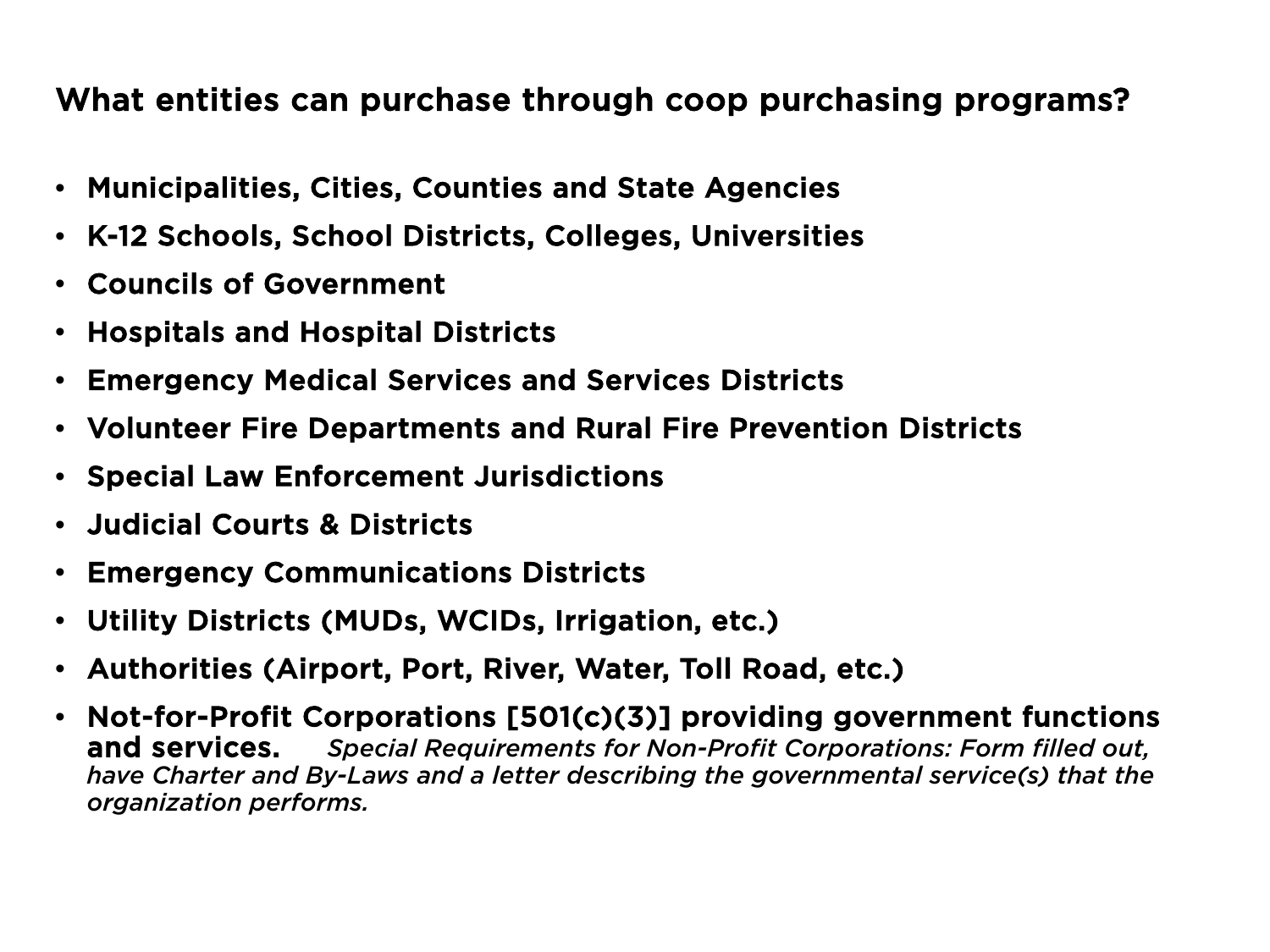## What entities can purchase through coop purchasing programs?

- **Municipalities, Cities, Counties and State Agencies**
- **K-12 Schools, School Districts, Colleges, Universities**
- **Councils of Government**
- **Hospitals and Hospital Districts**
- **Emergency Medical Services and Services Districts**
- **Volunteer Fire Departments and Rural Fire Prevention Districts**
- **Special Law Enforcement Jurisdictions**
- **Judicial Courts & Districts**
- **Emergency Communications Districts**
- **Utility Districts (MUDs, WCIDs, Irrigation, etc.)**
- **Authorities (Airport, Port, River, Water, Toll Road, etc.)**
- **Not-for-Profit Corporations [501(c)(3)] providing government functions and services.** *Special Requirements for Non-Profit Corporations: Form filled out, have Charter and By-Laws and a letter describing the governmental service(s) that the organization performs.*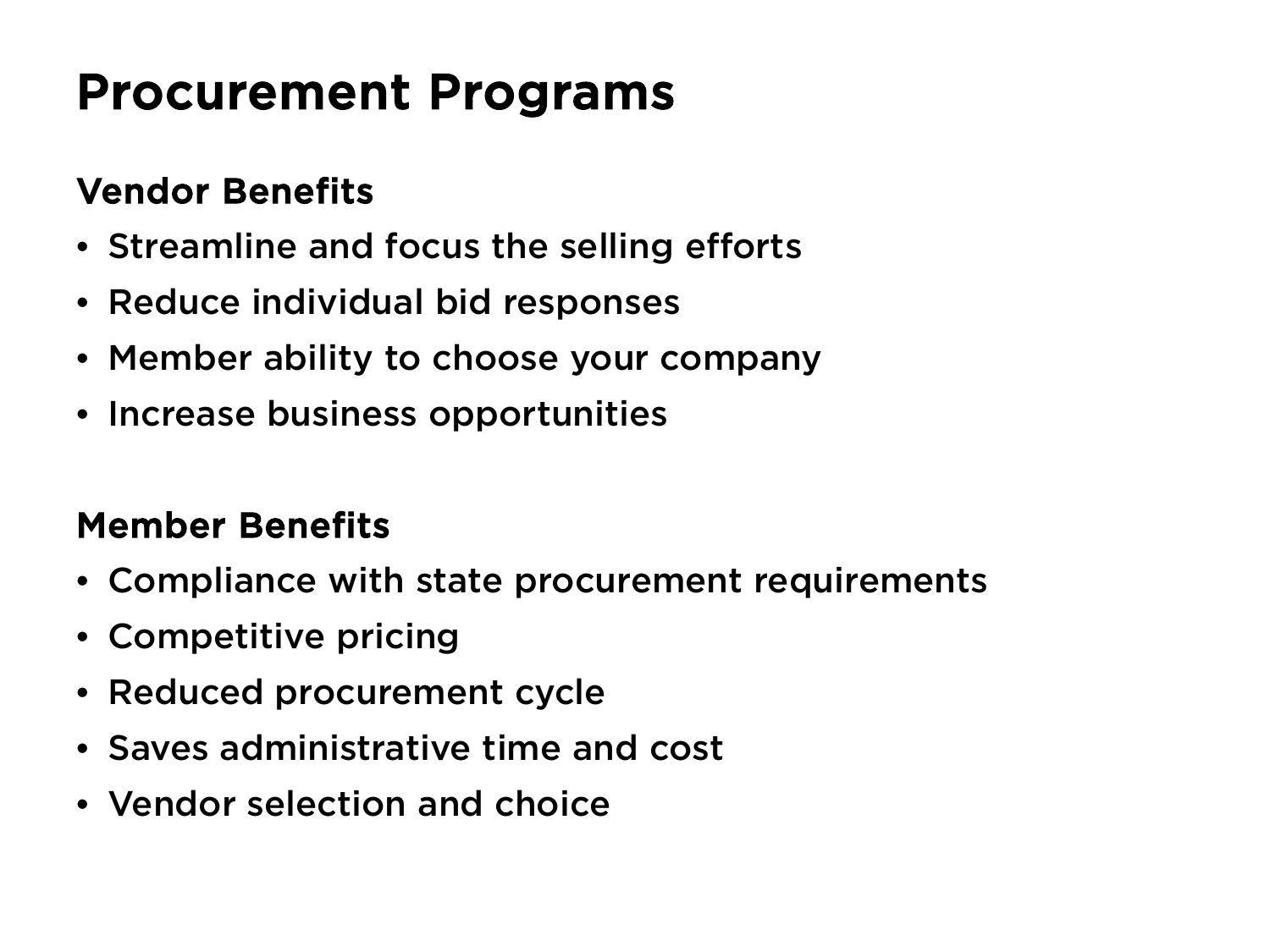# Procurement Programs

### Vendor Benefits

- Streamline and focus the selling efforts
- Reduce individual bid responses
- Member ability to choose your company
- Increase business opportunities

### Member Benefits

- Compliance with state procurement requirements
- Competitive pricing
- Reduced procurement cycle
- Saves administrative time and cost
- Vendor selection and choice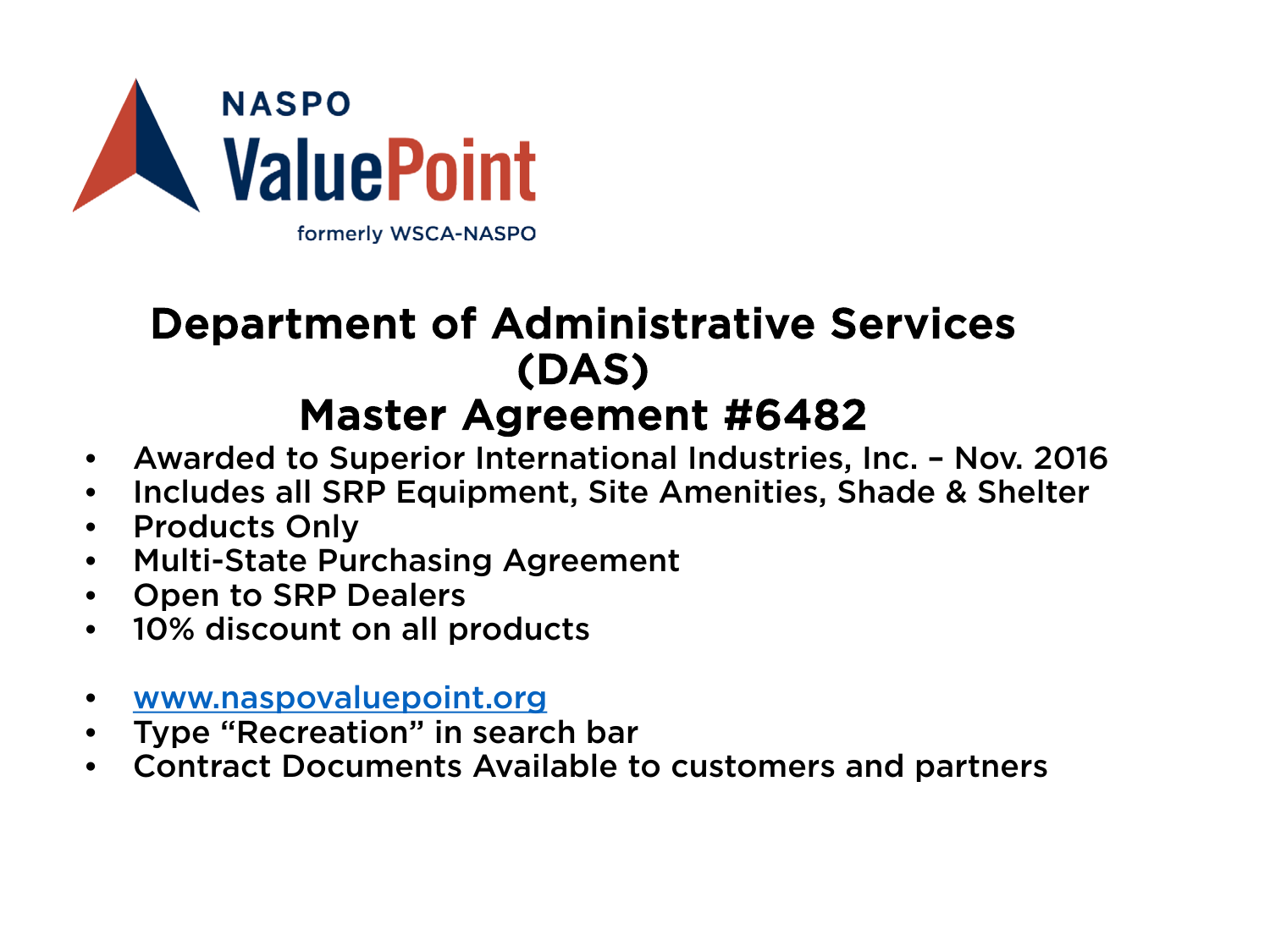NASPO ValuePoint

formerly WSCA-NASPO

# Department of Administrative Services (DAS)
# Master Agreement #6482

- Awarded to Superior International Industries, Inc. – Nov. 2016
- Includes all SRP Equipment, Site Amenities, Shade & Shelter
- Products Only
- Multi-State Purchasing Agreement
- Open to SRP Dealers
- 10% discount on all products

- www.naspovaluepoint.org
- Type "Recreation" in search bar
- Contract Documents Available to customers and partners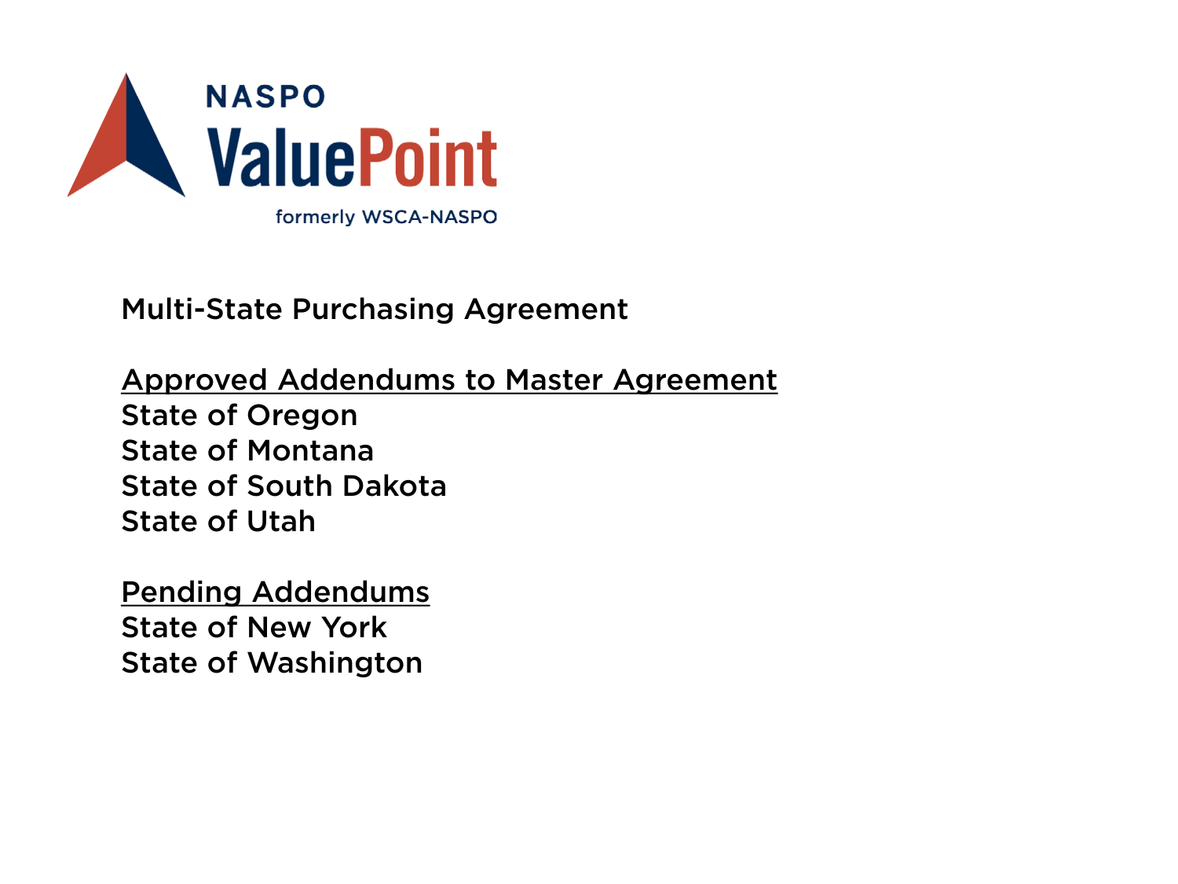NASPO

ValuePoint

formerly WSCA-NASPO

Multi-State Purchasing Agreement

## Approved Addendums to Master Agreement

State of Oregon
State of Montana
State of South Dakota
State of Utah

## Pending Addendums

State of New York
State of Washington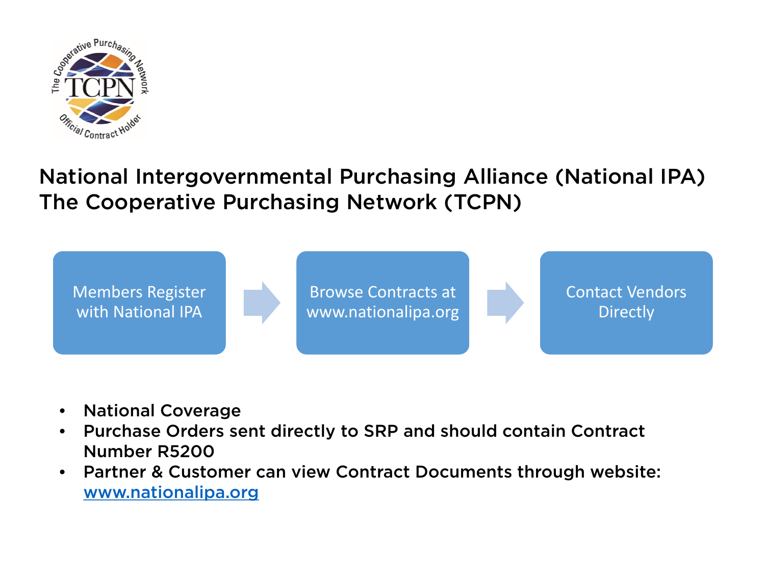The Cooperative Purchasing Network
TCPN
Official Contract Holder

## National Intergovernmental Purchasing Alliance (National IPA)
## The Cooperative Purchasing Network (TCPN)

Members Register with National IPA → Browse Contracts at www.nationalipa.org → Contact Vendors Directly

- National Coverage
- Purchase Orders sent directly to SRP and should contain Contract Number R5200
- Partner & Customer can view Contract Documents through website: www.nationalipa.org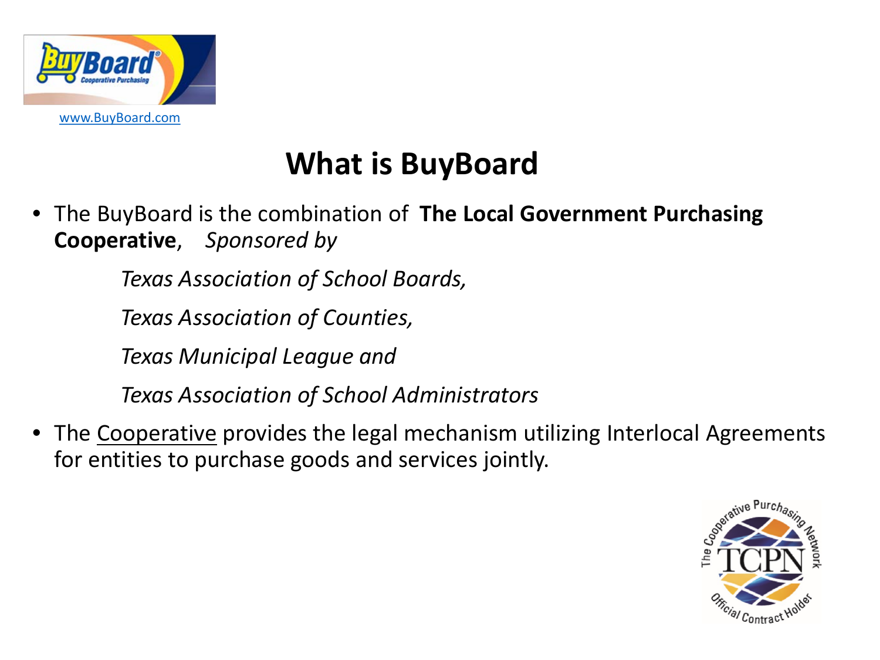www.BuyBoard.com

# What is BuyBoard

- The BuyBoard is the combination of **The Local Government Purchasing Cooperative**, *Sponsored by*

  *Texas Association of School Boards,*

  *Texas Association of Counties,*

  *Texas Municipal League and*

  *Texas Association of School Administrators*

- The Cooperative provides the legal mechanism utilizing Interlocal Agreements for entities to purchase goods and services jointly.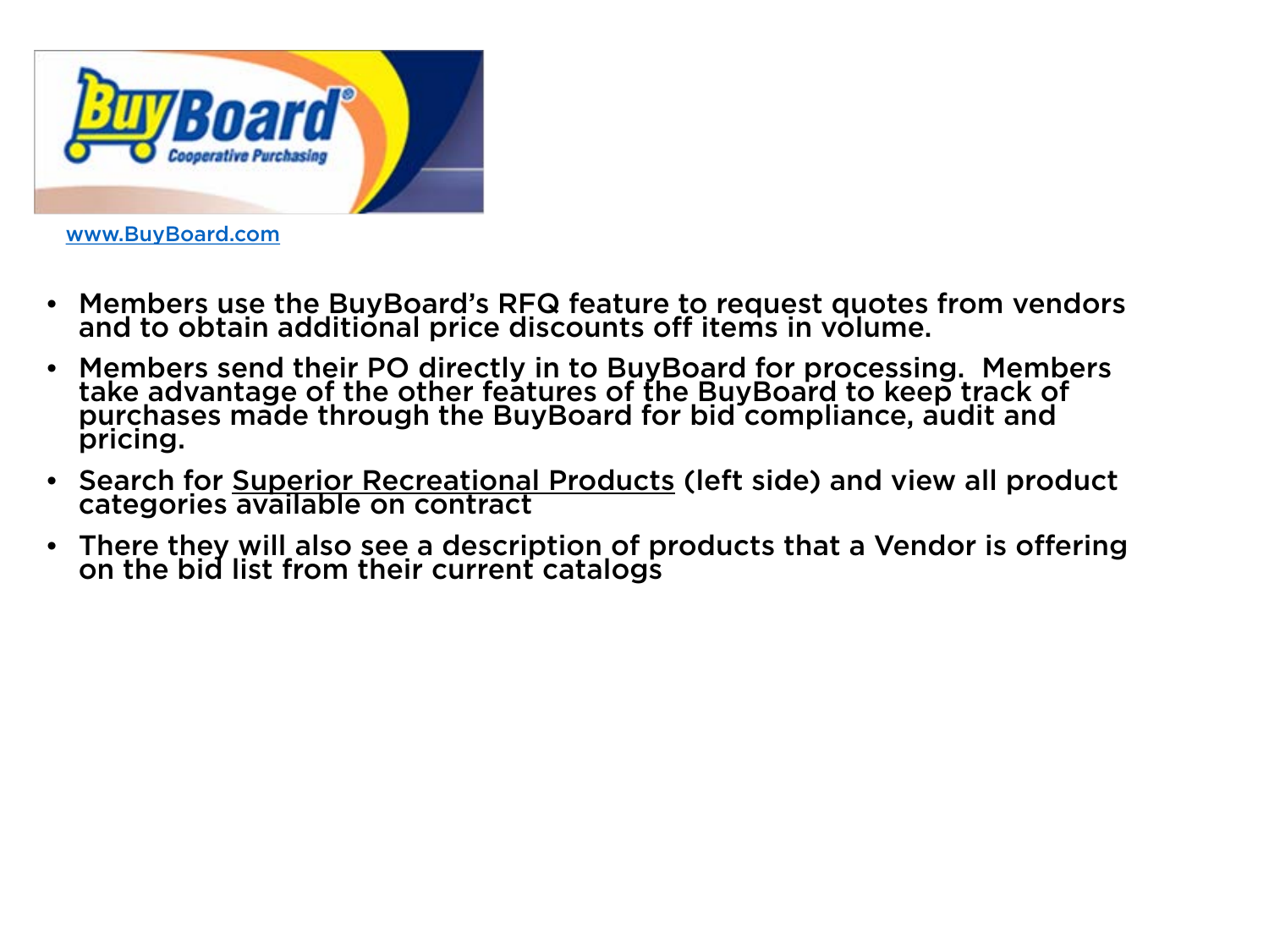www.BuyBoard.com

- Members use the BuyBoard's RFQ feature to request quotes from vendors and to obtain additional price discounts off items in volume.
- Members send their PO directly in to BuyBoard for processing. Members take advantage of the other features of the BuyBoard to keep track of purchases made through the BuyBoard for bid compliance, audit and pricing.
- Search for Superior Recreational Products (left side) and view all product categories available on contract
- There they will also see a description of products that a Vendor is offering on the bid list from their current catalogs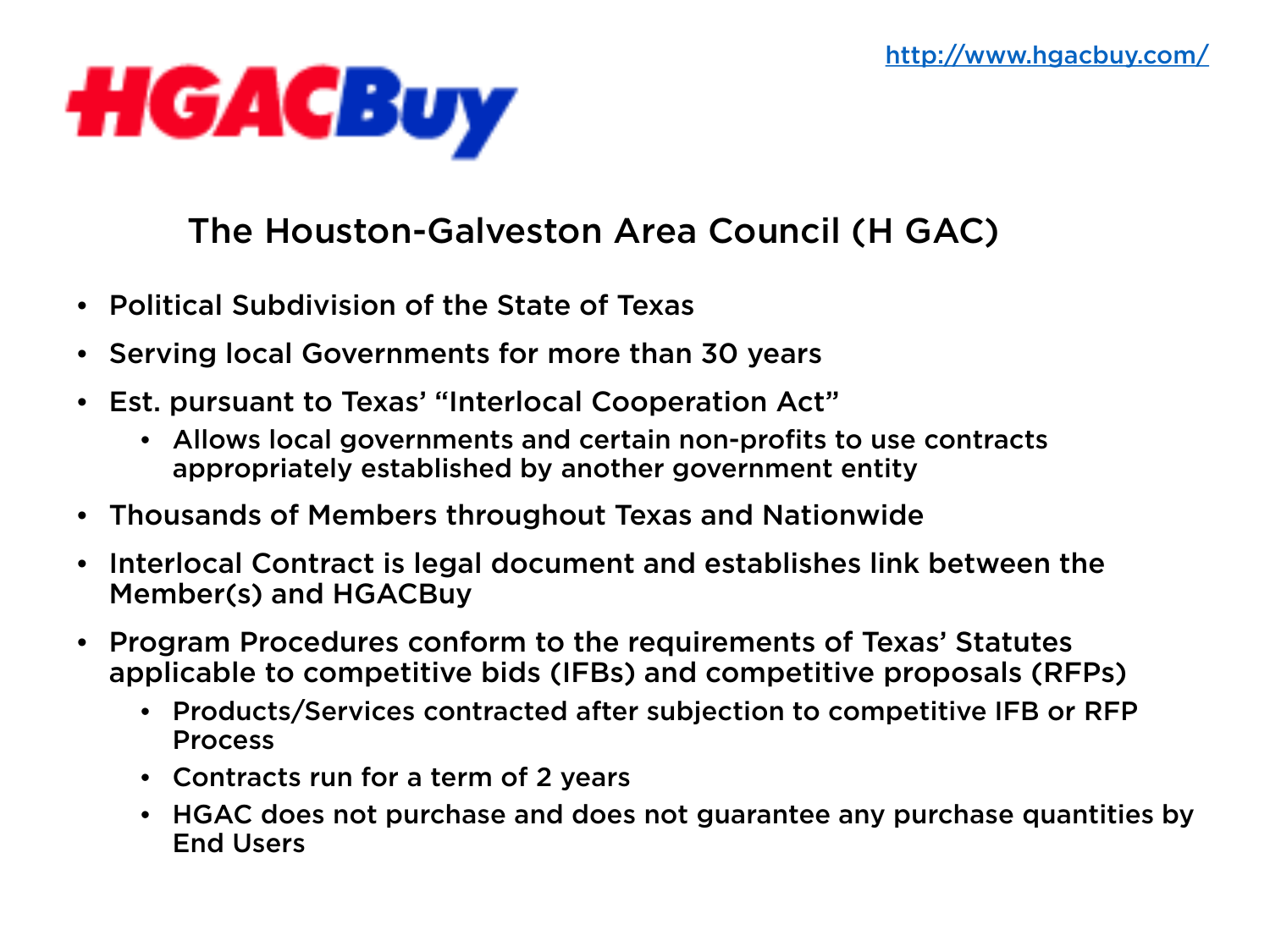http://www.hgacbuy.com/

HGACBuy

# The Houston-Galveston Area Council (H GAC)

- Political Subdivision of the State of Texas
- Serving local Governments for more than 30 years
- Est. pursuant to Texas' "Interlocal Cooperation Act"
  - Allows local governments and certain non-profits to use contracts appropriately established by another government entity
- Thousands of Members throughout Texas and Nationwide
- Interlocal Contract is legal document and establishes link between the Member(s) and HGACBuy
- Program Procedures conform to the requirements of Texas' Statutes applicable to competitive bids (IFBs) and competitive proposals (RFPs)
  - Products/Services contracted after subjection to competitive IFB or RFP Process
  - Contracts run for a term of 2 years
  - HGAC does not purchase and does not guarantee any purchase quantities by End Users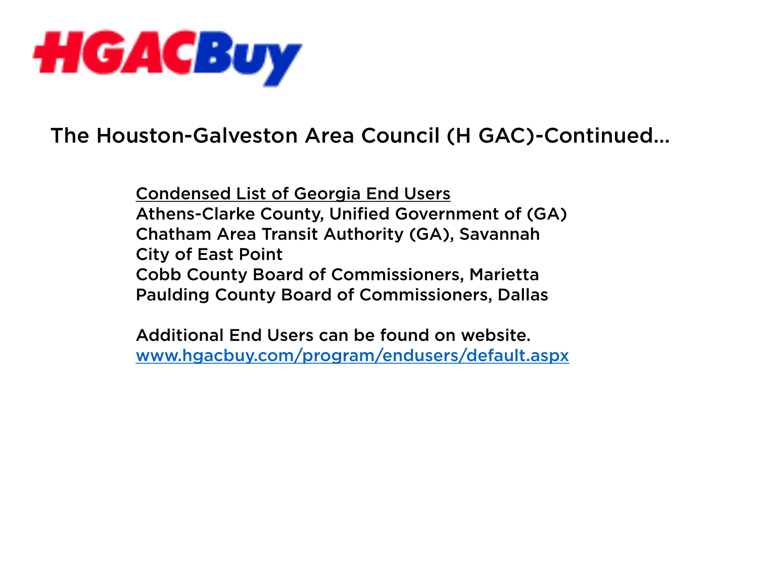HGACBuy

## The Houston-Galveston Area Council (H GAC)-Continued…

Condensed List of Georgia End Users

Athens-Clarke County, Unified Government of (GA)
Chatham Area Transit Authority (GA), Savannah
City of East Point
Cobb County Board of Commissioners, Marietta
Paulding County Board of Commissioners, Dallas

Additional End Users can be found on website.
[www.hgacbuy.com/program/endusers/default.aspx](http://www.hgacbuy.com/program/endusers/default.aspx)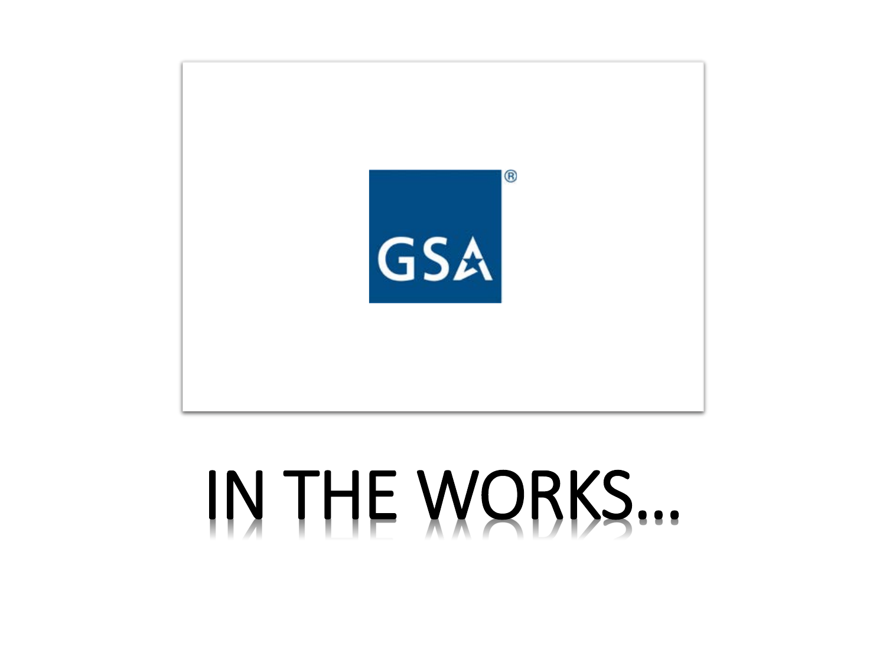GSA®

# IN THE WORKS…